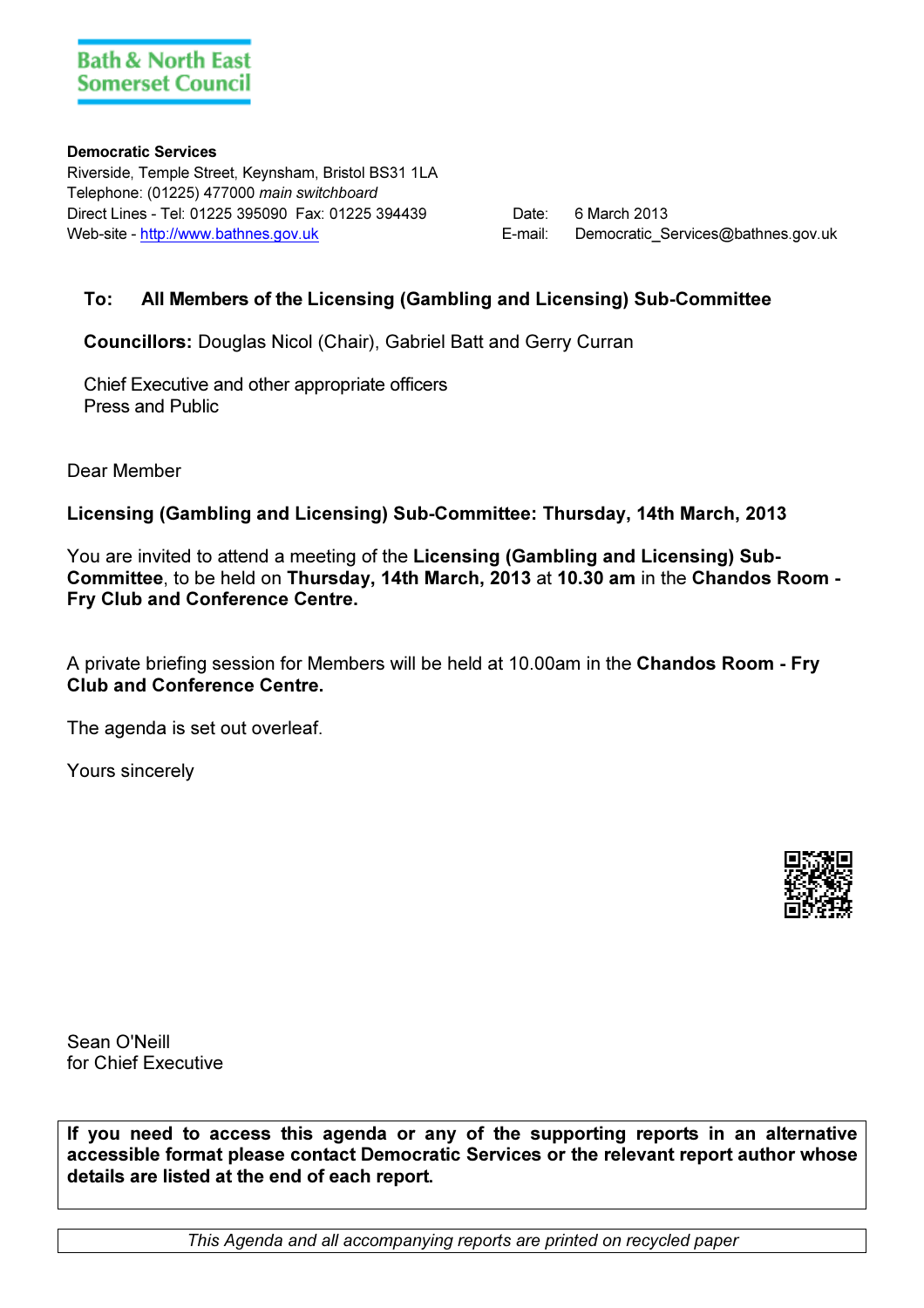Bath & North East Somerset Council

**Democratic Services**
Riverside, Temple Street, Keynsham, Bristol BS31 1LA
Telephone: (01225) 477000 *main switchboard*
Direct Lines - Tel: 01225 395090 Fax: 01225 394439
Web-site - http://www.bathnes.gov.uk

Date: 6 March 2013
E-mail: Democratic_Services@bathnes.gov.uk

**To: All Members of the Licensing (Gambling and Licensing) Sub-Committee**

**Councillors:** Douglas Nicol (Chair), Gabriel Batt and Gerry Curran

Chief Executive and other appropriate officers
Press and Public

Dear Member

**Licensing (Gambling and Licensing) Sub-Committee: Thursday, 14th March, 2013**

You are invited to attend a meeting of the **Licensing (Gambling and Licensing) Sub-Committee**, to be held on **Thursday, 14th March, 2013** at **10.30 am** in the **Chandos Room - Fry Club and Conference Centre.**

A private briefing session for Members will be held at 10.00am in the **Chandos Room - Fry Club and Conference Centre.**

The agenda is set out overleaf.

Yours sincerely

Sean O'Neill
for Chief Executive

**If you need to access this agenda or any of the supporting reports in an alternative accessible format please contact Democratic Services or the relevant report author whose details are listed at the end of each report.**

*This Agenda and all accompanying reports are printed on recycled paper*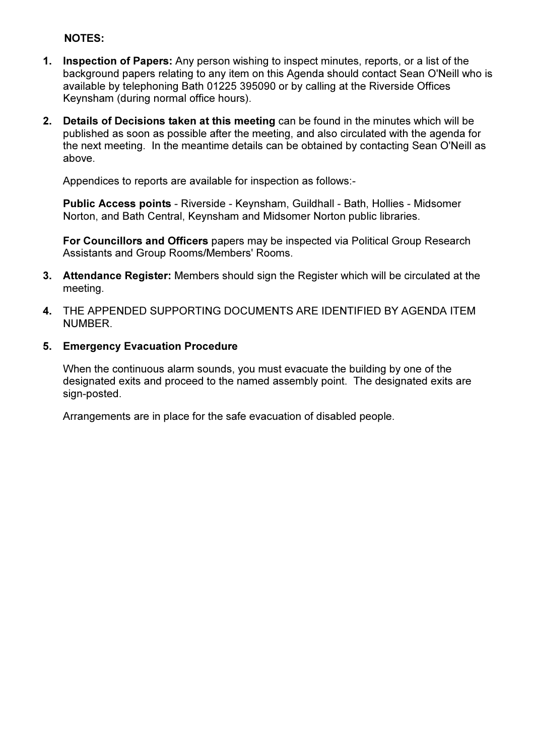**NOTES:**

1. **Inspection of Papers:** Any person wishing to inspect minutes, reports, or a list of the background papers relating to any item on this Agenda should contact Sean O'Neill who is available by telephoning Bath 01225 395090 or by calling at the Riverside Offices Keynsham (during normal office hours).

2. **Details of Decisions taken at this meeting** can be found in the minutes which will be published as soon as possible after the meeting, and also circulated with the agenda for the next meeting. In the meantime details can be obtained by contacting Sean O'Neill as above.

   Appendices to reports are available for inspection as follows:-

   **Public Access points** - Riverside - Keynsham, Guildhall - Bath, Hollies - Midsomer Norton, and Bath Central, Keynsham and Midsomer Norton public libraries.

   **For Councillors and Officers** papers may be inspected via Political Group Research Assistants and Group Rooms/Members' Rooms.

3. **Attendance Register:** Members should sign the Register which will be circulated at the meeting.

4. THE APPENDED SUPPORTING DOCUMENTS ARE IDENTIFIED BY AGENDA ITEM NUMBER.

5. **Emergency Evacuation Procedure**

   When the continuous alarm sounds, you must evacuate the building by one of the designated exits and proceed to the named assembly point. The designated exits are sign-posted.

   Arrangements are in place for the safe evacuation of disabled people.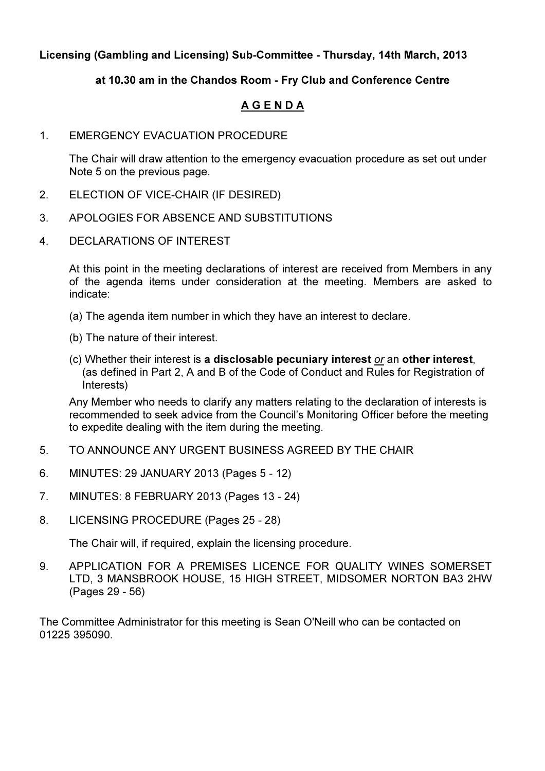**Licensing (Gambling and Licensing) Sub-Committee - Thursday, 14th March, 2013**

**at 10.30 am in the Chandos Room - Fry Club and Conference Centre**

**A G E N D A**

1. EMERGENCY EVACUATION PROCEDURE

   The Chair will draw attention to the emergency evacuation procedure as set out under Note 5 on the previous page.

2. ELECTION OF VICE-CHAIR (IF DESIRED)

3. APOLOGIES FOR ABSENCE AND SUBSTITUTIONS

4. DECLARATIONS OF INTEREST

   At this point in the meeting declarations of interest are received from Members in any of the agenda items under consideration at the meeting. Members are asked to indicate:

   (a) The agenda item number in which they have an interest to declare.

   (b) The nature of their interest.

   (c) Whether their interest is **a disclosable pecuniary interest** *or* an **other interest**, (as defined in Part 2, A and B of the Code of Conduct and Rules for Registration of Interests)

   Any Member who needs to clarify any matters relating to the declaration of interests is recommended to seek advice from the Council's Monitoring Officer before the meeting to expedite dealing with the item during the meeting.

5. TO ANNOUNCE ANY URGENT BUSINESS AGREED BY THE CHAIR

6. MINUTES: 29 JANUARY 2013 (Pages 5 - 12)

7. MINUTES: 8 FEBRUARY 2013 (Pages 13 - 24)

8. LICENSING PROCEDURE (Pages 25 - 28)

   The Chair will, if required, explain the licensing procedure.

9. APPLICATION FOR A PREMISES LICENCE FOR QUALITY WINES SOMERSET LTD, 3 MANSBROOK HOUSE, 15 HIGH STREET, MIDSOMER NORTON BA3 2HW (Pages 29 - 56)

The Committee Administrator for this meeting is Sean O'Neill who can be contacted on 01225 395090.